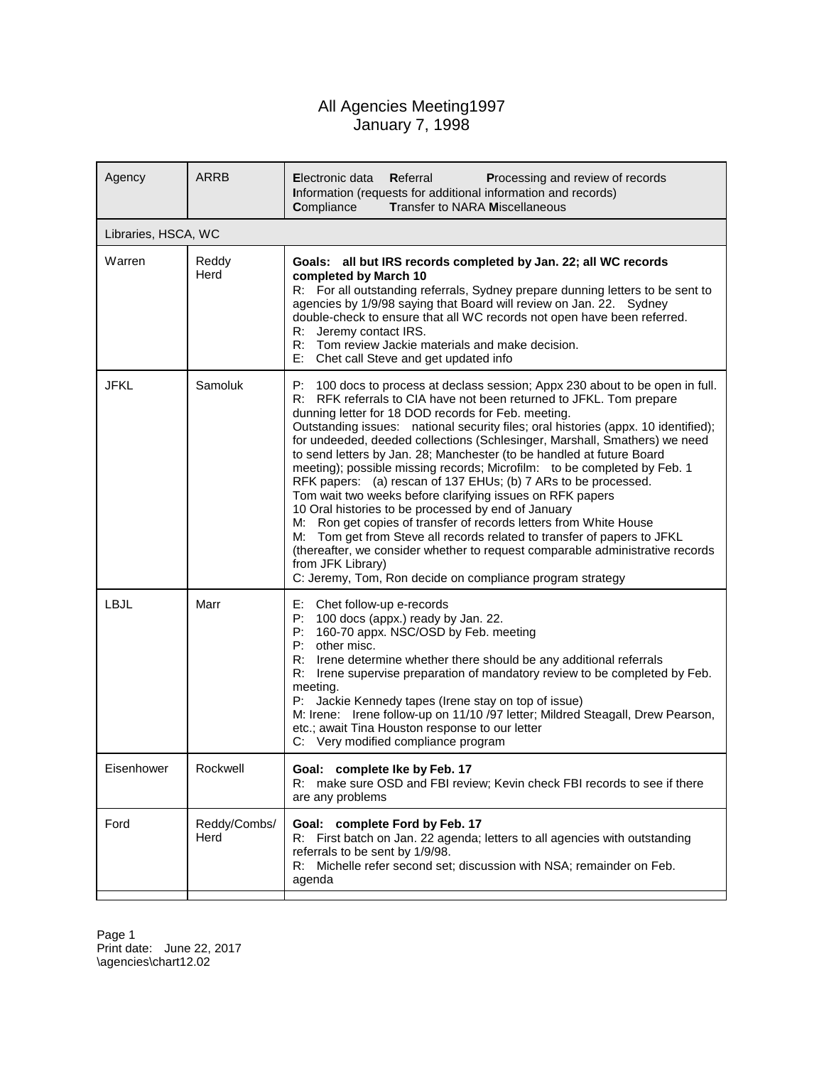# All Agencies Meeting1997
## January 7, 1998

| Agency | ARRB | **E**lectronic data **R**eferral **P**rocessing and review of records **I**nformation (requests for additional information and records) **C**ompliance **T**ransfer to NARA **M**iscellaneous |
|---|---|---|
| Libraries, HSCA, WC | | |
| Warren | Reddy Herd | **Goals: all but IRS records completed by Jan. 22; all WC records completed by March 10**<br>R: For all outstanding referrals, Sydney prepare dunning letters to be sent to agencies by 1/9/98 saying that Board will review on Jan. 22. Sydney double-check to ensure that all WC records not open have been referred.<br>R: Jeremy contact IRS.<br>R: Tom review Jackie materials and make decision.<br>E: Chet call Steve and get updated info |
| JFKL | Samoluk | P: 100 docs to process at declass session; Appx 230 about to be open in full.<br>R: RFK referrals to CIA have not been returned to JFKL. Tom prepare dunning letter for 18 DOD records for Feb. meeting.<br>Outstanding issues: national security files; oral histories (appx. 10 identified); for undeeded, deeded collections (Schlesinger, Marshall, Smathers) we need to send letters by Jan. 28; Manchester (to be handled at future Board meeting); possible missing records; Microfilm: to be completed by Feb. 1<br>RFK papers: (a) rescan of 137 EHUs; (b) 7 ARs to be processed.<br>Tom wait two weeks before clarifying issues on RFK papers<br>10 Oral histories to be processed by end of January<br>M: Ron get copies of transfer of records letters from White House<br>M: Tom get from Steve all records related to transfer of papers to JFKL (thereafter, we consider whether to request comparable administrative records from JFK Library)<br>C: Jeremy, Tom, Ron decide on compliance program strategy |
| LBJL | Marr | E: Chet follow-up e-records<br>P: 100 docs (appx.) ready by Jan. 22.<br>P: 160-70 appx. NSC/OSD by Feb. meeting<br>P: other misc.<br>R: Irene determine whether there should be any additional referrals<br>R: Irene supervise preparation of mandatory review to be completed by Feb. meeting.<br>P: Jackie Kennedy tapes (Irene stay on top of issue)<br>M: Irene: Irene follow-up on 11/10 /97 letter; Mildred Steagall, Drew Pearson, etc.; await Tina Houston response to our letter<br>C: Very modified compliance program |
| Eisenhower | Rockwell | **Goal: complete Ike by Feb. 17**<br>R: make sure OSD and FBI review; Kevin check FBI records to see if there are any problems |
| Ford | Reddy/Combs/ Herd | **Goal: complete Ford by Feb. 17**<br>R: First batch on Jan. 22 agenda; letters to all agencies with outstanding referrals to be sent by 1/9/98.<br>R: Michelle refer second set; discussion with NSA; remainder on Feb. agenda |
| | | |

Print date: June 22, 2017
\agencies\chart12.02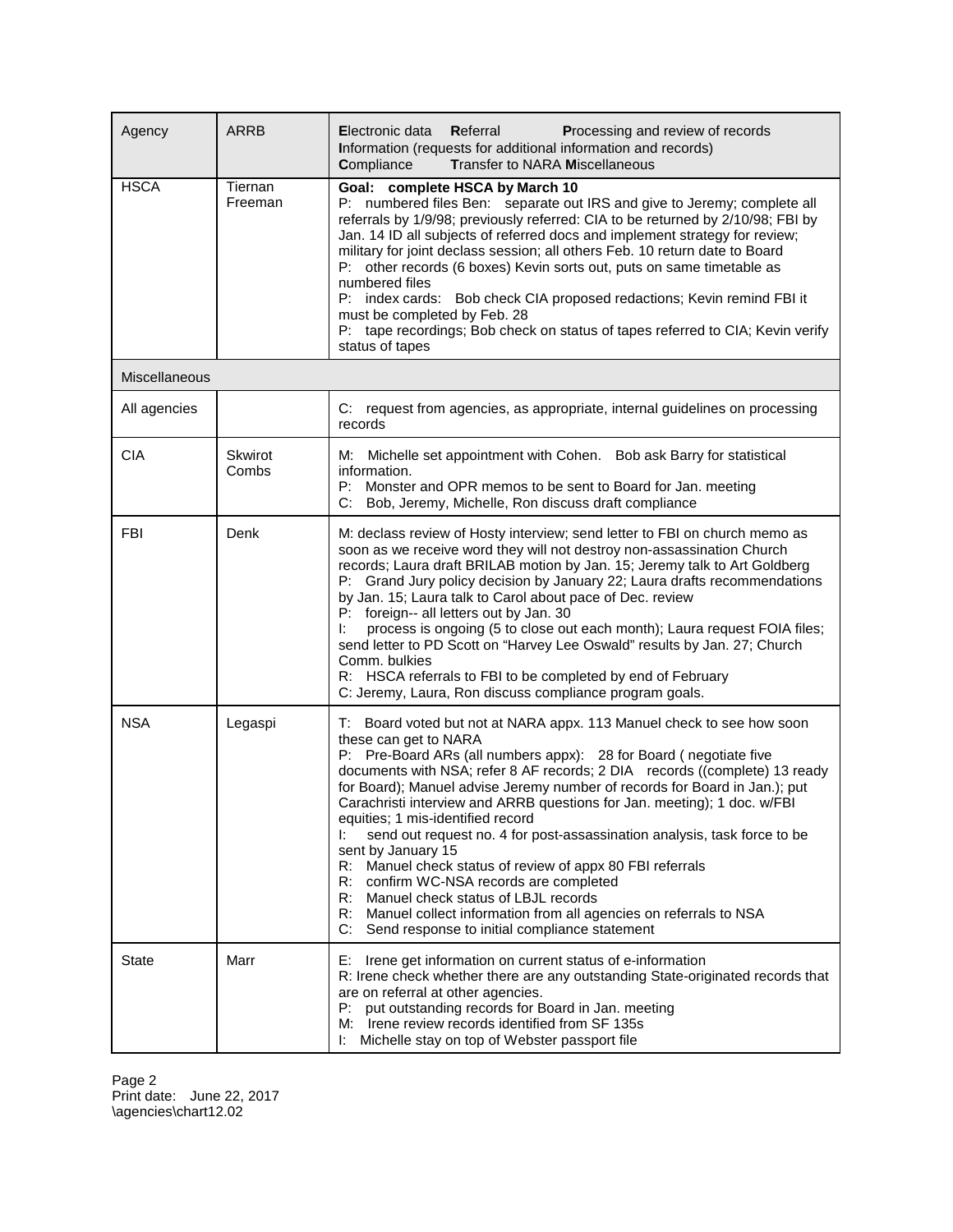| Agency | ARRB | **E**lectronic data **R**eferral **P**rocessing and review of records **I**nformation (requests for additional information and records) **C**ompliance **T**ransfer to NARA **M**iscellaneous |
|---|---|---|
| HSCA | Tiernan Freeman | **Goal: complete HSCA by March 10**<br>P: numbered files Ben: separate out IRS and give to Jeremy; complete all referrals by 1/9/98; previously referred: CIA to be returned by 2/10/98; FBI by Jan. 14 ID all subjects of referred docs and implement strategy for review; military for joint declass session; all others Feb. 10 return date to Board<br>P: other records (6 boxes) Kevin sorts out, puts on same timetable as numbered files<br>P: index cards: Bob check CIA proposed redactions; Kevin remind FBI it must be completed by Feb. 28<br>P: tape recordings; Bob check on status of tapes referred to CIA; Kevin verify status of tapes |
| Miscellaneous | | |
| All agencies | | C: request from agencies, as appropriate, internal guidelines on processing records |
| CIA | Skwirot Combs | M: Michelle set appointment with Cohen. Bob ask Barry for statistical information.<br>P: Monster and OPR memos to be sent to Board for Jan. meeting<br>C: Bob, Jeremy, Michelle, Ron discuss draft compliance |
| FBI | Denk | M: declass review of Hosty interview; send letter to FBI on church memo as soon as we receive word they will not destroy non-assassination Church records; Laura draft BRILAB motion by Jan. 15; Jeremy talk to Art Goldberg<br>P: Grand Jury policy decision by January 22; Laura drafts recommendations by Jan. 15; Laura talk to Carol about pace of Dec. review<br>P: foreign-- all letters out by Jan. 30<br>I: process is ongoing (5 to close out each month); Laura request FOIA files; send letter to PD Scott on "Harvey Lee Oswald" results by Jan. 27; Church Comm. bulkies<br>R: HSCA referrals to FBI to be completed by end of February<br>C: Jeremy, Laura, Ron discuss compliance program goals. |
| NSA | Legaspi | T: Board voted but not at NARA appx. 113 Manuel check to see how soon these can get to NARA<br>P: Pre-Board ARs (all numbers appx): 28 for Board ( negotiate five documents with NSA; refer 8 AF records; 2 DIA records ((complete) 13 ready for Board); Manuel advise Jeremy number of records for Board in Jan.); put Carachristi interview and ARRB questions for Jan. meeting); 1 doc. w/FBI equities; 1 mis-identified record<br>I: send out request no. 4 for post-assassination analysis, task force to be sent by January 15<br>R: Manuel check status of review of appx 80 FBI referrals<br>R: confirm WC-NSA records are completed<br>R: Manuel check status of LBJL records<br>R: Manuel collect information from all agencies on referrals to NSA<br>C: Send response to initial compliance statement |
| State | Marr | E: Irene get information on current status of e-information<br>R: Irene check whether there are any outstanding State-originated records that are on referral at other agencies.<br>P: put outstanding records for Board in Jan. meeting<br>M: Irene review records identified from SF 135s<br>I: Michelle stay on top of Webster passport file |

Print date: June 22, 2017
\agencies\chart12.02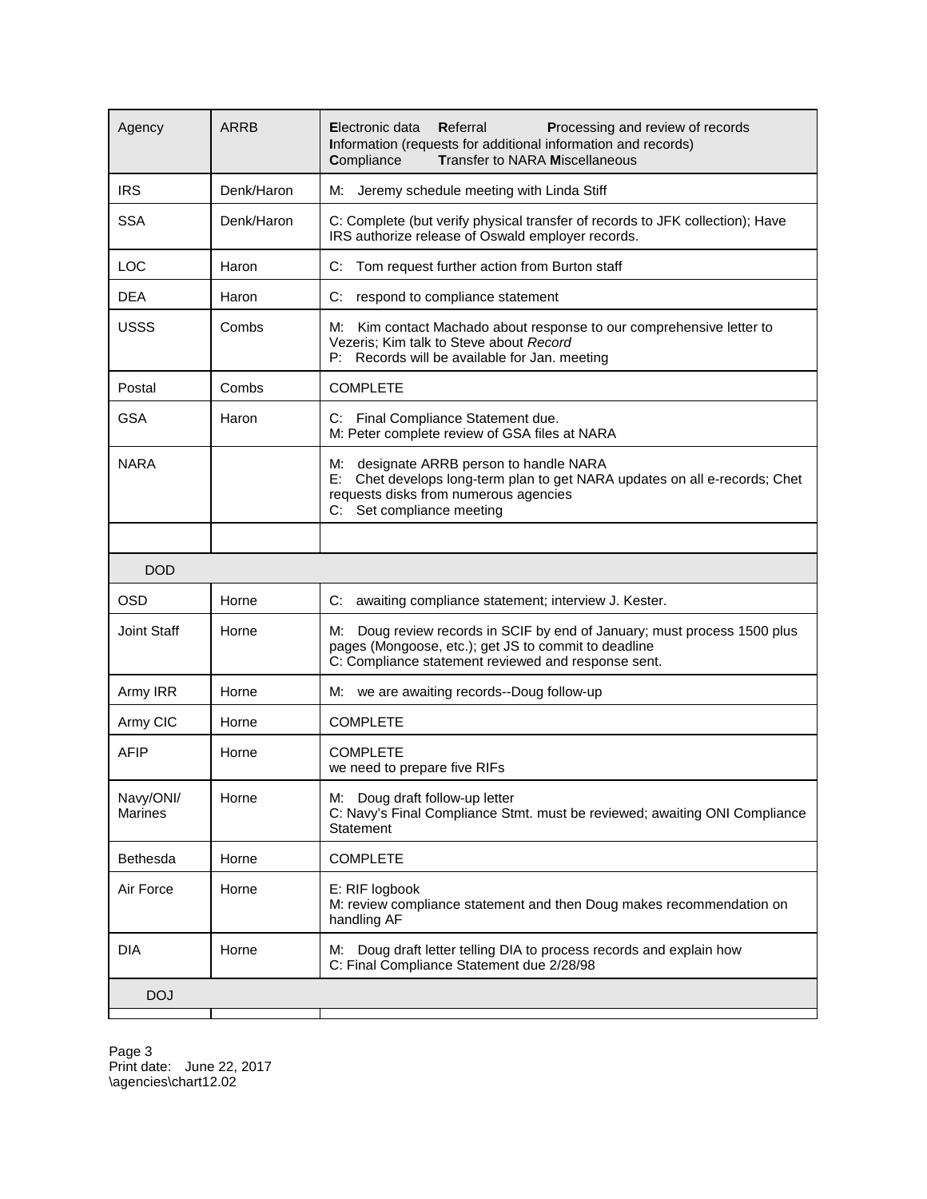| Agency | ARRB | **E**lectronic data **R**eferral **P**rocessing and review of records **I**nformation (requests for additional information and records) **C**ompliance **T**ransfer to NARA **M**iscellaneous |
|---|---|---|
| IRS | Denk/Haron | M: Jeremy schedule meeting with Linda Stiff |
| SSA | Denk/Haron | C: Complete (but verify physical transfer of records to JFK collection); Have IRS authorize release of Oswald employer records. |
| LOC | Haron | C: Tom request further action from Burton staff |
| DEA | Haron | C: respond to compliance statement |
| USSS | Combs | M: Kim contact Machado about response to our comprehensive letter to Vezeris; Kim talk to Steve about *Record*<br>P: Records will be available for Jan. meeting |
| Postal | Combs | COMPLETE |
| GSA | Haron | C: Final Compliance Statement due.<br>M: Peter complete review of GSA files at NARA |
| NARA | | M: designate ARRB person to handle NARA<br>E: Chet develops long-term plan to get NARA updates on all e-records; Chet requests disks from numerous agencies<br>C: Set compliance meeting |
| | | |
| DOD | | |
| OSD | Horne | C: awaiting compliance statement; interview J. Kester. |
| Joint Staff | Horne | M: Doug review records in SCIF by end of January; must process 1500 plus pages (Mongoose, etc.); get JS to commit to deadline<br>C: Compliance statement reviewed and response sent. |
| Army IRR | Horne | M: we are awaiting records--Doug follow-up |
| Army CIC | Horne | COMPLETE |
| AFIP | Horne | COMPLETE<br>we need to prepare five RIFs |
| Navy/ONI/ Marines | Horne | M: Doug draft follow-up letter<br>C: Navy's Final Compliance Stmt. must be reviewed; awaiting ONI Compliance Statement |
| Bethesda | Horne | COMPLETE |
| Air Force | Horne | E: RIF logbook<br>M: review compliance statement and then Doug makes recommendation on handling AF |
| DIA | Horne | M: Doug draft letter telling DIA to process records and explain how<br>C: Final Compliance Statement due 2/28/98 |
| DOJ | | |
| | | |

Print date: June 22, 2017
\agencies\chart12.02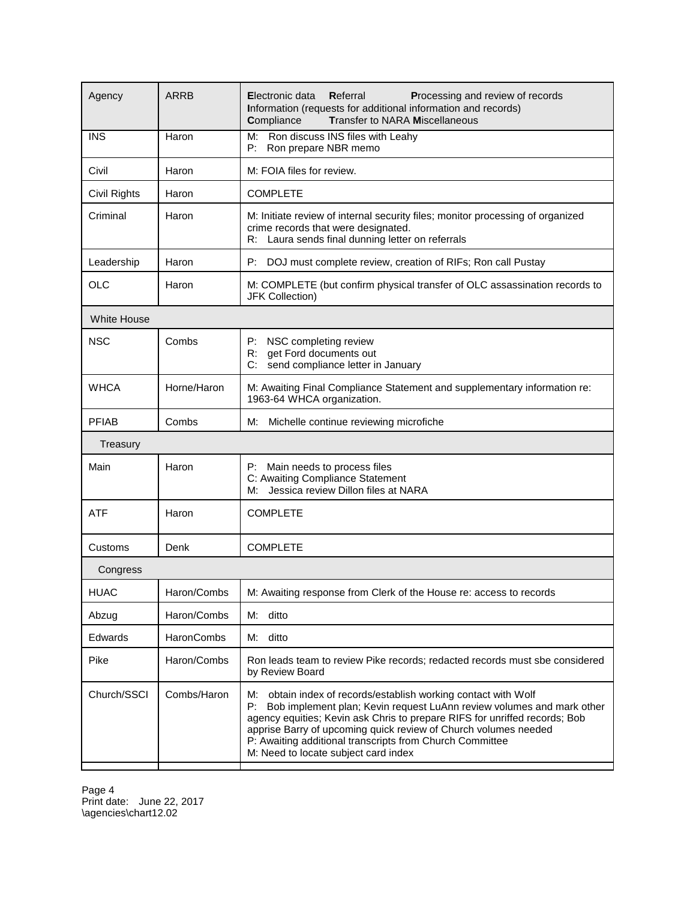| Agency | ARRB | **E**lectronic data **R**eferral **P**rocessing and review of records **I**nformation (requests for additional information and records) **C**ompliance **T**ransfer to NARA **M**iscellaneous |
|---|---|---|
| INS | Haron | M: Ron discuss INS files with Leahy<br>P: Ron prepare NBR memo |
| Civil | Haron | M: FOIA files for review. |
| Civil Rights | Haron | COMPLETE |
| Criminal | Haron | M: Initiate review of internal security files; monitor processing of organized crime records that were designated.<br>R: Laura sends final dunning letter on referrals |
| Leadership | Haron | P: DOJ must complete review, creation of RIFs; Ron call Pustay |
| OLC | Haron | M: COMPLETE (but confirm physical transfer of OLC assassination records to JFK Collection) |
| White House | | |
| NSC | Combs | P: NSC completing review<br>R: get Ford documents out<br>C: send compliance letter in January |
| WHCA | Horne/Haron | M: Awaiting Final Compliance Statement and supplementary information re: 1963-64 WHCA organization. |
| PFIAB | Combs | M: Michelle continue reviewing microfiche |
| Treasury | | |
| Main | Haron | P: Main needs to process files<br>C: Awaiting Compliance Statement<br>M: Jessica review Dillon files at NARA |
| ATF | Haron | COMPLETE |
| Customs | Denk | COMPLETE |
| Congress | | |
| HUAC | Haron/Combs | M: Awaiting response from Clerk of the House re: access to records |
| Abzug | Haron/Combs | M: ditto |
| Edwards | HaronCombs | M: ditto |
| Pike | Haron/Combs | Ron leads team to review Pike records; redacted records must sbe considered by Review Board |
| Church/SSCI | Combs/Haron | M: obtain index of records/establish working contact with Wolf<br>P: Bob implement plan; Kevin request LuAnn review volumes and mark other agency equities; Kevin ask Chris to prepare RIFS for unriffed records; Bob apprise Barry of upcoming quick review of Church volumes needed<br>P: Awaiting additional transcripts from Church Committee<br>M: Need to locate subject card index |
| | | |

Print date: June 22, 2017
\agencies\chart12.02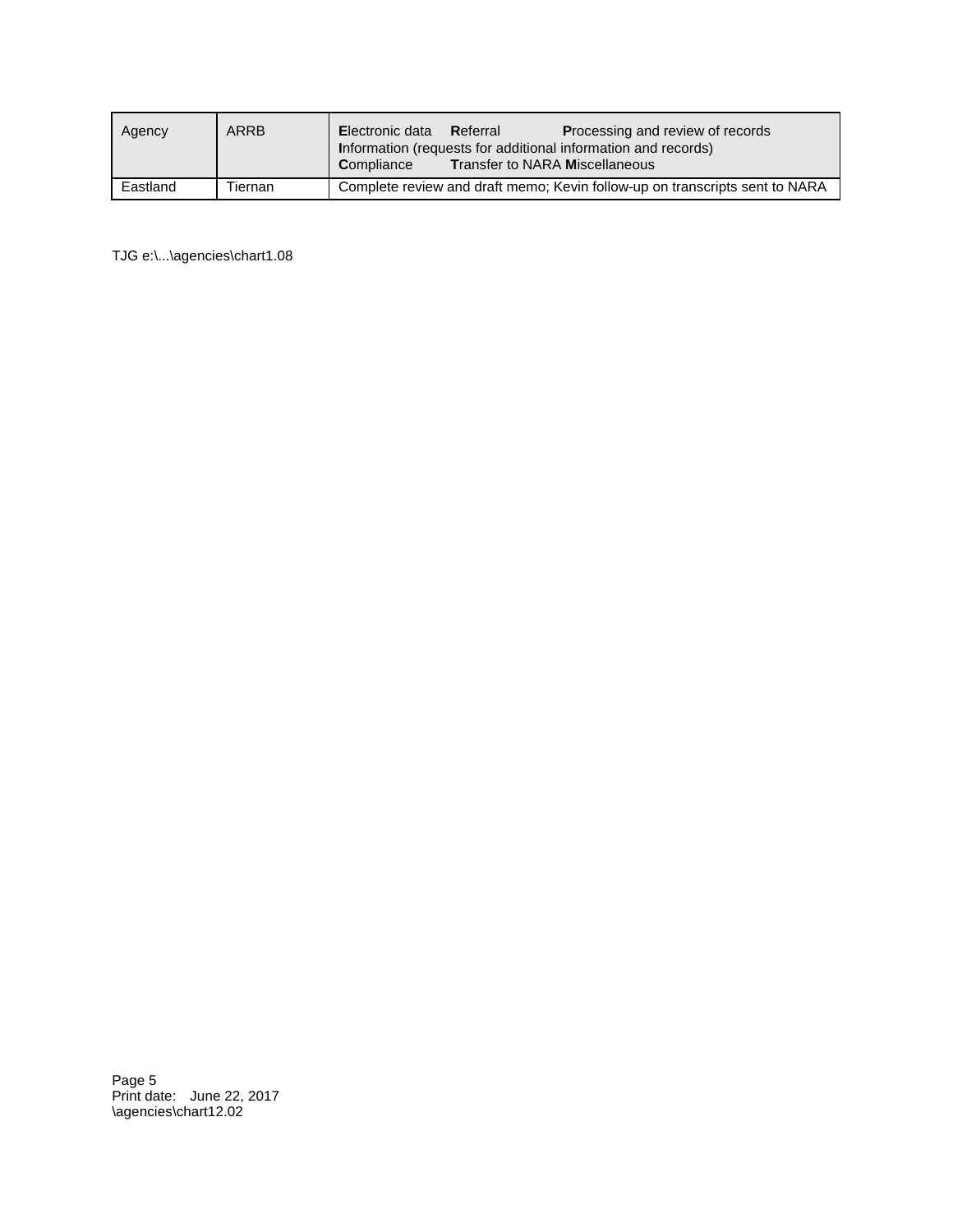| Agency | ARRB | **E**lectronic data **R**eferral **P**rocessing and review of records<br>**I**nformation (requests for additional information and records)<br>**C**ompliance **T**ransfer to NARA **M**iscellaneous |
|---|---|---|
| Eastland | Tiernan | Complete review and draft memo; Kevin follow-up on transcripts sent to NARA |

TJG e:\...\agencies\chart1.08

Print date: June 22, 2017
\agencies\chart12.02